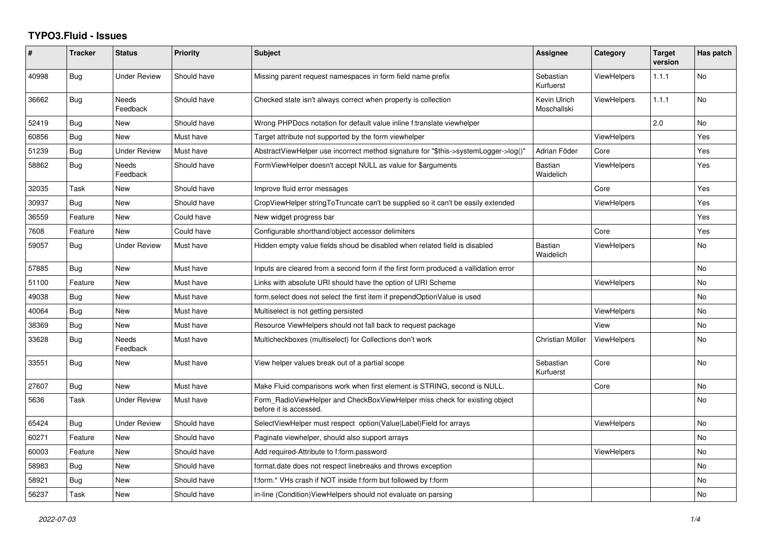# TYPO3.Fluid - Issues

| # | Tracker | Status | Priority | Subject | Assignee | Category | Target version | Has patch |
|---|---|---|---|---|---|---|---|---|
| 40998 | Bug | Under Review | Should have | Missing parent request namespaces in form field name prefix | Sebastian Kurfuerst | ViewHelpers | 1.1.1 | No |
| 36662 | Bug | Needs Feedback | Should have | Checked state isn't always correct when property is collection | Kevin Ulrich Moschallski | ViewHelpers | 1.1.1 | No |
| 52419 | Bug | New | Should have | Wrong PHPDocs notation for default value inline f:translate viewhelper | | | 2.0 | No |
| 60856 | Bug | New | Must have | Target attribute not supported by the form viewhelper | | ViewHelpers | | Yes |
| 51239 | Bug | Under Review | Must have | AbstractViewHelper use incorrect method signature for "$this->systemLogger->log()" | Adrian Föder | Core | | Yes |
| 58862 | Bug | Needs Feedback | Should have | FormViewHelper doesn't accept NULL as value for $arguments | Bastian Waidelich | ViewHelpers | | Yes |
| 32035 | Task | New | Should have | Improve fluid error messages | | Core | | Yes |
| 30937 | Bug | New | Should have | CropViewHelper stringToTruncate can't be supplied so it can't be easily extended | | ViewHelpers | | Yes |
| 36559 | Feature | New | Could have | New widget progress bar | | | | Yes |
| 7608 | Feature | New | Could have | Configurable shorthand/object accessor delimiters | | Core | | Yes |
| 59057 | Bug | Under Review | Must have | Hidden empty value fields shoud be disabled when related field is disabled | Bastian Waidelich | ViewHelpers | | No |
| 57885 | Bug | New | Must have | Inputs are cleared from a second form if the first form produced a vallidation error | | | | No |
| 51100 | Feature | New | Must have | Links with absolute URI should have the option of URI Scheme | | ViewHelpers | | No |
| 49038 | Bug | New | Must have | form.select does not select the first item if prependOptionValue is used | | | | No |
| 40064 | Bug | New | Must have | Multiselect is not getting persisted | | ViewHelpers | | No |
| 38369 | Bug | New | Must have | Resource ViewHelpers should not fall back to request package | | View | | No |
| 33628 | Bug | Needs Feedback | Must have | Multicheckboxes (multiselect) for Collections don't work | Christian Müller | ViewHelpers | | No |
| 33551 | Bug | New | Must have | View helper values break out of a partial scope | Sebastian Kurfuerst | Core | | No |
| 27607 | Bug | New | Must have | Make Fluid comparisons work when first element is STRING, second is NULL. | | Core | | No |
| 5636 | Task | Under Review | Must have | Form_RadioViewHelper and CheckBoxViewHelper miss check for existing object before it is accessed. | | | | No |
| 65424 | Bug | Under Review | Should have | SelectViewHelper must respect option(Value\|Label)Field for arrays | | ViewHelpers | | No |
| 60271 | Feature | New | Should have | Paginate viewhelper, should also support arrays | | | | No |
| 60003 | Feature | New | Should have | Add required-Attribute to f:form.password | | ViewHelpers | | No |
| 58983 | Bug | New | Should have | format.date does not respect linebreaks and throws exception | | | | No |
| 58921 | Bug | New | Should have | f:form.* VHs crash if NOT inside f:form but followed by f:form | | | | No |
| 56237 | Task | New | Should have | in-line (Condition)ViewHelpers should not evaluate on parsing | | | | No |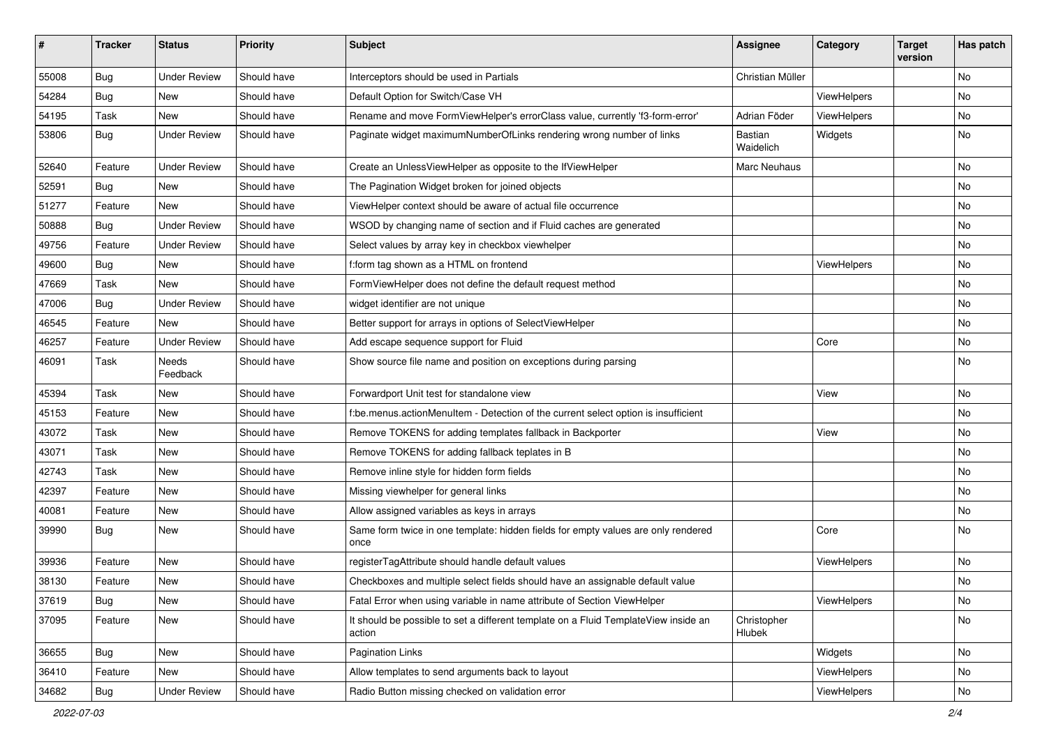| # | Tracker | Status | Priority | Subject | Assignee | Category | Target version | Has patch |
|---|---|---|---|---|---|---|---|---|
| 55008 | Bug | Under Review | Should have | Interceptors should be used in Partials | Christian Müller | | | No |
| 54284 | Bug | New | Should have | Default Option for Switch/Case VH | | ViewHelpers | | No |
| 54195 | Task | New | Should have | Rename and move FormViewHelper's errorClass value, currently 'f3-form-error' | Adrian Föder | ViewHelpers | | No |
| 53806 | Bug | Under Review | Should have | Paginate widget maximumNumberOfLinks rendering wrong number of links | Bastian Waidelich | Widgets | | No |
| 52640 | Feature | Under Review | Should have | Create an UnlessViewHelper as opposite to the IfViewHelper | Marc Neuhaus | | | No |
| 52591 | Bug | New | Should have | The Pagination Widget broken for joined objects | | | | No |
| 51277 | Feature | New | Should have | ViewHelper context should be aware of actual file occurrence | | | | No |
| 50888 | Bug | Under Review | Should have | WSOD by changing name of section and if Fluid caches are generated | | | | No |
| 49756 | Feature | Under Review | Should have | Select values by array key in checkbox viewhelper | | | | No |
| 49600 | Bug | New | Should have | f:form tag shown as a HTML on frontend | | ViewHelpers | | No |
| 47669 | Task | New | Should have | FormViewHelper does not define the default request method | | | | No |
| 47006 | Bug | Under Review | Should have | widget identifier are not unique | | | | No |
| 46545 | Feature | New | Should have | Better support for arrays in options of SelectViewHelper | | | | No |
| 46257 | Feature | Under Review | Should have | Add escape sequence support for Fluid | | Core | | No |
| 46091 | Task | Needs Feedback | Should have | Show source file name and position on exceptions during parsing | | | | No |
| 45394 | Task | New | Should have | Forwardport Unit test for standalone view | | View | | No |
| 45153 | Feature | New | Should have | f:be.menus.actionMenuItem - Detection of the current select option is insufficient | | | | No |
| 43072 | Task | New | Should have | Remove TOKENS for adding templates fallback in Backporter | | View | | No |
| 43071 | Task | New | Should have | Remove TOKENS for adding fallback teplates in B | | | | No |
| 42743 | Task | New | Should have | Remove inline style for hidden form fields | | | | No |
| 42397 | Feature | New | Should have | Missing viewhelper for general links | | | | No |
| 40081 | Feature | New | Should have | Allow assigned variables as keys in arrays | | | | No |
| 39990 | Bug | New | Should have | Same form twice in one template: hidden fields for empty values are only rendered once | | Core | | No |
| 39936 | Feature | New | Should have | registerTagAttribute should handle default values | | ViewHelpers | | No |
| 38130 | Feature | New | Should have | Checkboxes and multiple select fields should have an assignable default value | | | | No |
| 37619 | Bug | New | Should have | Fatal Error when using variable in name attribute of Section ViewHelper | | ViewHelpers | | No |
| 37095 | Feature | New | Should have | It should be possible to set a different template on a Fluid TemplateView inside an action | Christopher Hlubek | | | No |
| 36655 | Bug | New | Should have | Pagination Links | | Widgets | | No |
| 36410 | Feature | New | Should have | Allow templates to send arguments back to layout | | ViewHelpers | | No |
| 34682 | Bug | Under Review | Should have | Radio Button missing checked on validation error | | ViewHelpers | | No |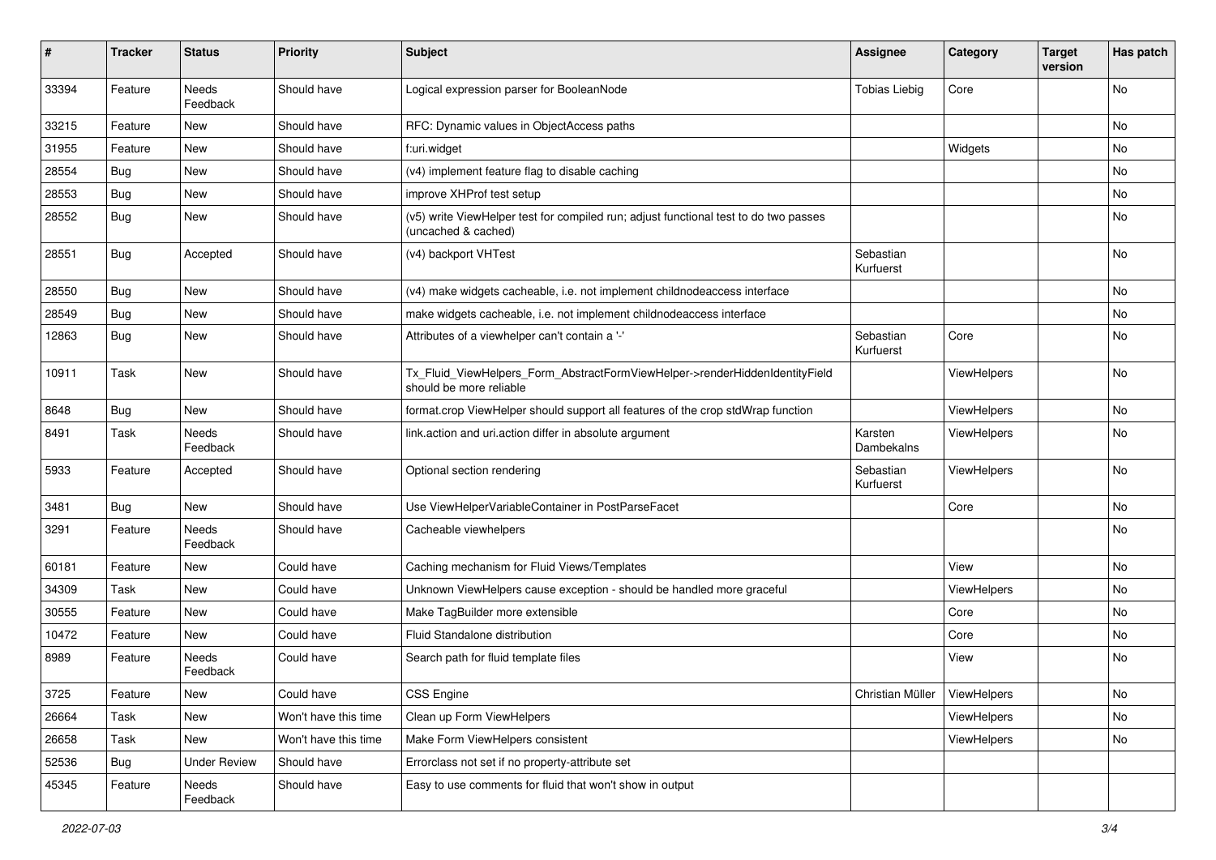| # | Tracker | Status | Priority | Subject | Assignee | Category | Target version | Has patch |
|---|---|---|---|---|---|---|---|---|
| 33394 | Feature | Needs Feedback | Should have | Logical expression parser for BooleanNode | Tobias Liebig | Core | | No |
| 33215 | Feature | New | Should have | RFC: Dynamic values in ObjectAccess paths | | | | No |
| 31955 | Feature | New | Should have | f:uri.widget | | Widgets | | No |
| 28554 | Bug | New | Should have | (v4) implement feature flag to disable caching | | | | No |
| 28553 | Bug | New | Should have | improve XHProf test setup | | | | No |
| 28552 | Bug | New | Should have | (v5) write ViewHelper test for compiled run; adjust functional test to do two passes (uncached & cached) | | | | No |
| 28551 | Bug | Accepted | Should have | (v4) backport VHTest | Sebastian Kurfuerst | | | No |
| 28550 | Bug | New | Should have | (v4) make widgets cacheable, i.e. not implement childnodeaccess interface | | | | No |
| 28549 | Bug | New | Should have | make widgets cacheable, i.e. not implement childnodeaccess interface | | | | No |
| 12863 | Bug | New | Should have | Attributes of a viewhelper can't contain a '-' | Sebastian Kurfuerst | Core | | No |
| 10911 | Task | New | Should have | Tx_Fluid_ViewHelpers_Form_AbstractFormViewHelper->renderHiddenIdentityField should be more reliable | | ViewHelpers | | No |
| 8648 | Bug | New | Should have | format.crop ViewHelper should support all features of the crop stdWrap function | | ViewHelpers | | No |
| 8491 | Task | Needs Feedback | Should have | link.action and uri.action differ in absolute argument | Karsten Dambekalns | ViewHelpers | | No |
| 5933 | Feature | Accepted | Should have | Optional section rendering | Sebastian Kurfuerst | ViewHelpers | | No |
| 3481 | Bug | New | Should have | Use ViewHelperVariableContainer in PostParseFacet | | Core | | No |
| 3291 | Feature | Needs Feedback | Should have | Cacheable viewhelpers | | | | No |
| 60181 | Feature | New | Could have | Caching mechanism for Fluid Views/Templates | | View | | No |
| 34309 | Task | New | Could have | Unknown ViewHelpers cause exception - should be handled more graceful | | ViewHelpers | | No |
| 30555 | Feature | New | Could have | Make TagBuilder more extensible | | Core | | No |
| 10472 | Feature | New | Could have | Fluid Standalone distribution | | Core | | No |
| 8989 | Feature | Needs Feedback | Could have | Search path for fluid template files | | View | | No |
| 3725 | Feature | New | Could have | CSS Engine | Christian Müller | ViewHelpers | | No |
| 26664 | Task | New | Won't have this time | Clean up Form ViewHelpers | | ViewHelpers | | No |
| 26658 | Task | New | Won't have this time | Make Form ViewHelpers consistent | | ViewHelpers | | No |
| 52536 | Bug | Under Review | Should have | Errorclass not set if no property-attribute set | | | | |
| 45345 | Feature | Needs Feedback | Should have | Easy to use comments for fluid that won't show in output | | | | |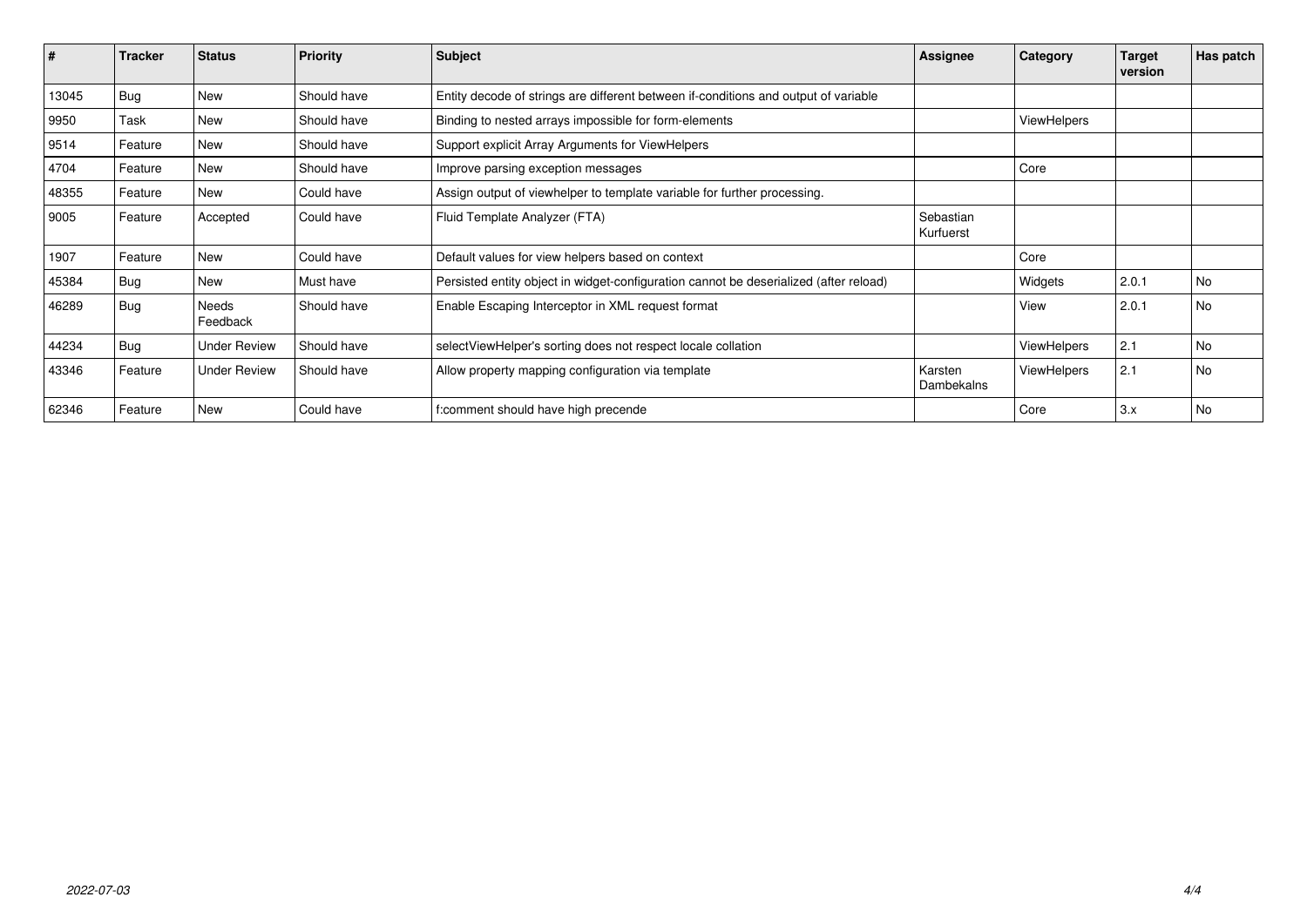| # | Tracker | Status | Priority | Subject | Assignee | Category | Target version | Has patch |
|---|---|---|---|---|---|---|---|---|
| 13045 | Bug | New | Should have | Entity decode of strings are different between if-conditions and output of variable | | | | |
| 9950 | Task | New | Should have | Binding to nested arrays impossible for form-elements | | ViewHelpers | | |
| 9514 | Feature | New | Should have | Support explicit Array Arguments for ViewHelpers | | | | |
| 4704 | Feature | New | Should have | Improve parsing exception messages | | Core | | |
| 48355 | Feature | New | Could have | Assign output of viewhelper to template variable for further processing. | | | | |
| 9005 | Feature | Accepted | Could have | Fluid Template Analyzer (FTA) | Sebastian Kurfuerst | | | |
| 1907 | Feature | New | Could have | Default values for view helpers based on context | | Core | | |
| 45384 | Bug | New | Must have | Persisted entity object in widget-configuration cannot be deserialized (after reload) | | Widgets | 2.0.1 | No |
| 46289 | Bug | Needs Feedback | Should have | Enable Escaping Interceptor in XML request format | | View | 2.0.1 | No |
| 44234 | Bug | Under Review | Should have | selectViewHelper's sorting does not respect locale collation | | ViewHelpers | 2.1 | No |
| 43346 | Feature | Under Review | Should have | Allow property mapping configuration via template | Karsten Dambekalns | ViewHelpers | 2.1 | No |
| 62346 | Feature | New | Could have | f:comment should have high precende | | Core | 3.x | No |

*2022-07-03*